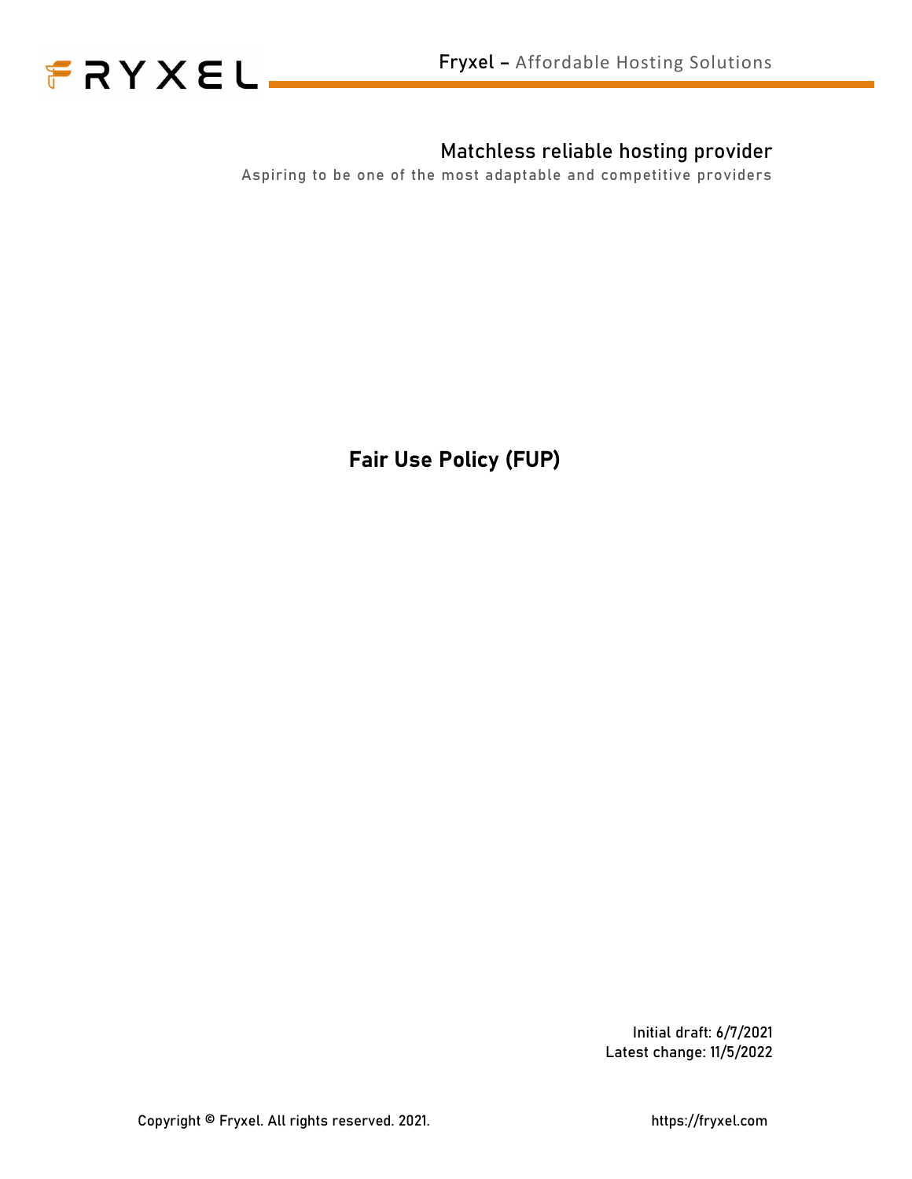Fryxel – Affordable Hosting Solutions

## Matchless reliable hosting provider

Aspiring to be one of the most adaptable and competitive providers

# Fair Use Policy (FUP)

Initial draft: 6/7/2021
Latest change: 11/5/2022

Copyright © Fryxel. All rights reserved. 2021.

https://fryxel.com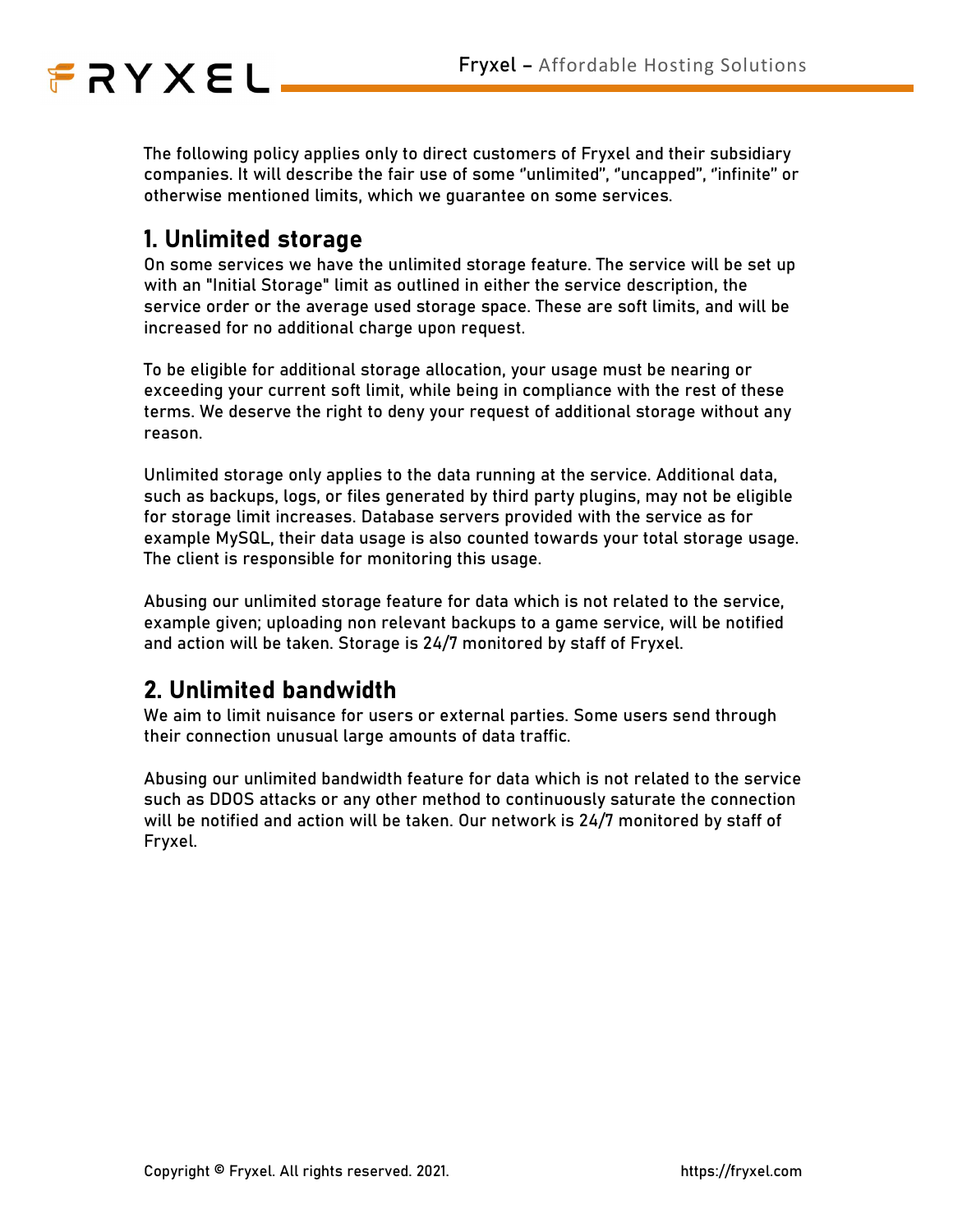The following policy applies only to direct customers of Fryxel and their subsidiary companies. It will describe the fair use of some "unlimited", "uncapped", "infinite" or otherwise mentioned limits, which we guarantee on some services.

## 1. Unlimited storage

On some services we have the unlimited storage feature. The service will be set up with an "Initial Storage" limit as outlined in either the service description, the service order or the average used storage space. These are soft limits, and will be increased for no additional charge upon request.

To be eligible for additional storage allocation, your usage must be nearing or exceeding your current soft limit, while being in compliance with the rest of these terms. We deserve the right to deny your request of additional storage without any reason.

Unlimited storage only applies to the data running at the service. Additional data, such as backups, logs, or files generated by third party plugins, may not be eligible for storage limit increases. Database servers provided with the service as for example MySQL, their data usage is also counted towards your total storage usage. The client is responsible for monitoring this usage.

Abusing our unlimited storage feature for data which is not related to the service, example given; uploading non relevant backups to a game service, will be notified and action will be taken. Storage is 24/7 monitored by staff of Fryxel.

## 2. Unlimited bandwidth

We aim to limit nuisance for users or external parties. Some users send through their connection unusual large amounts of data traffic.

Abusing our unlimited bandwidth feature for data which is not related to the service such as DDOS attacks or any other method to continuously saturate the connection will be notified and action will be taken. Our network is 24/7 monitored by staff of Fryxel.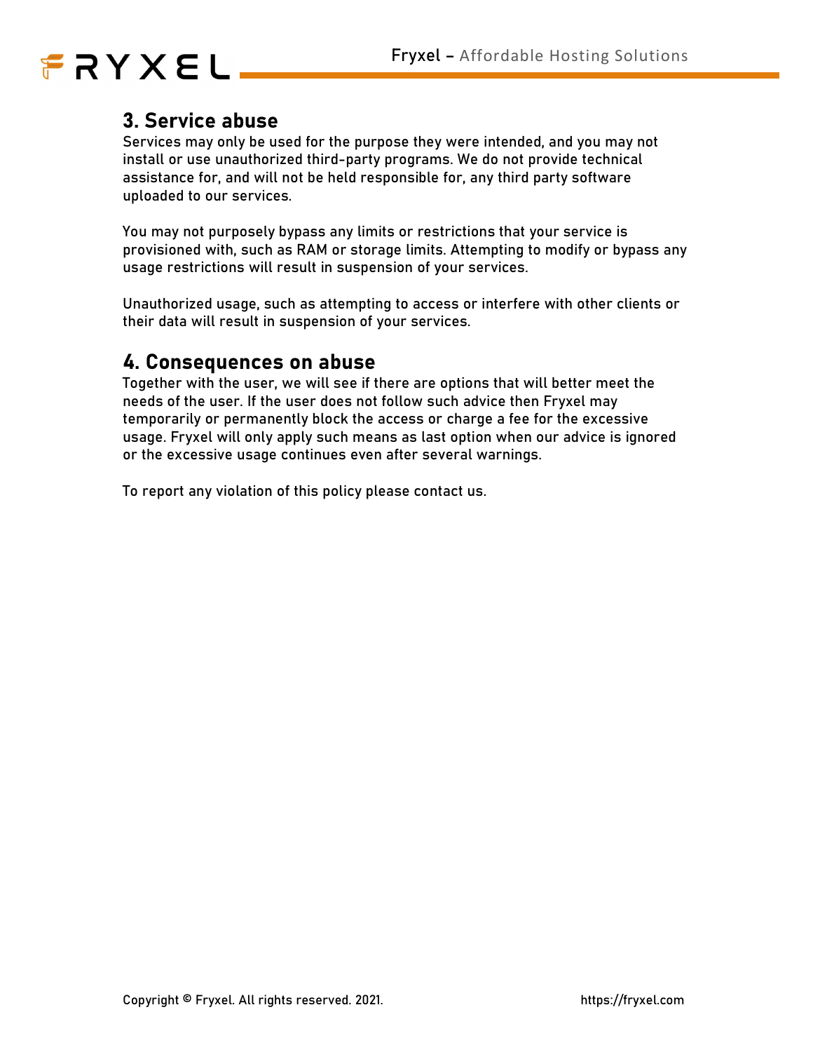## 3. Service abuse

Services may only be used for the purpose they were intended, and you may not install or use unauthorized third-party programs. We do not provide technical assistance for, and will not be held responsible for, any third party software uploaded to our services.

You may not purposely bypass any limits or restrictions that your service is provisioned with, such as RAM or storage limits. Attempting to modify or bypass any usage restrictions will result in suspension of your services.

Unauthorized usage, such as attempting to access or interfere with other clients or their data will result in suspension of your services.

## 4. Consequences on abuse

Together with the user, we will see if there are options that will better meet the needs of the user. If the user does not follow such advice then Fryxel may temporarily or permanently block the access or charge a fee for the excessive usage. Fryxel will only apply such means as last option when our advice is ignored or the excessive usage continues even after several warnings.

To report any violation of this policy please contact us.